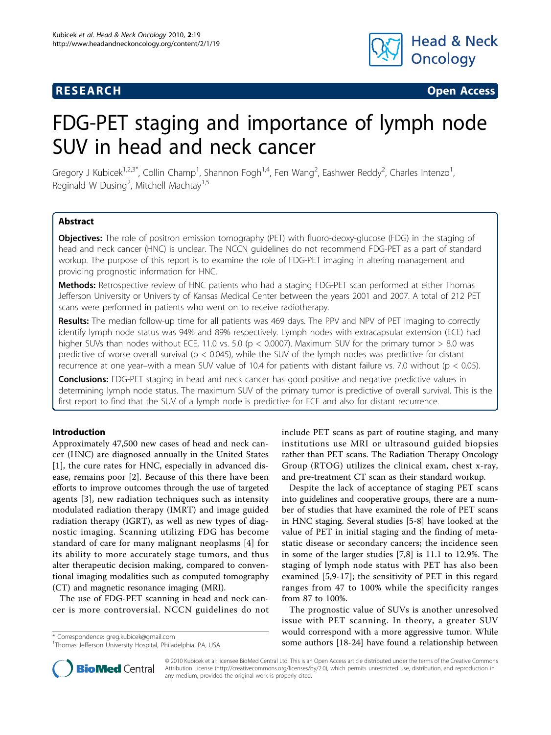**RESEARCH** **Open Access**

# FDG-PET staging and importance of lymph node SUV in head and neck cancer

Gregory J Kubicek[1,2,3*], Collin Champ[1], Shannon Fogh[1,4], Fen Wang[2], Eashwer Reddy[2], Charles Intenzo[1], Reginald W Dusing[2], Mitchell Machtay[1,5]

## Abstract

**Objectives:** The role of positron emission tomography (PET) with fluoro-deoxy-glucose (FDG) in the staging of head and neck cancer (HNC) is unclear. The NCCN guidelines do not recommend FDG-PET as a part of standard workup. The purpose of this report is to examine the role of FDG-PET imaging in altering management and providing prognostic information for HNC.

**Methods:** Retrospective review of HNC patients who had a staging FDG-PET scan performed at either Thomas Jefferson University or University of Kansas Medical Center between the years 2001 and 2007. A total of 212 PET scans were performed in patients who went on to receive radiotherapy.

**Results:** The median follow-up time for all patients was 469 days. The PPV and NPV of PET imaging to correctly identify lymph node status was 94% and 89% respectively. Lymph nodes with extracapsular extension (ECE) had higher SUVs than nodes without ECE, 11.0 vs. 5.0 ($p < 0.0007$). Maximum SUV for the primary tumor > 8.0 was predictive of worse overall survival ($p < 0.045$), while the SUV of the lymph nodes was predictive for distant recurrence at one year–with a mean SUV value of 10.4 for patients with distant failure vs. 7.0 without ($p < 0.05$).

**Conclusions:** FDG-PET staging in head and neck cancer has good positive and negative predictive values in determining lymph node status. The maximum SUV of the primary tumor is predictive of overall survival. This is the first report to find that the SUV of a lymph node is predictive for ECE and also for distant recurrence.

## Introduction

Approximately 47,500 new cases of head and neck cancer (HNC) are diagnosed annually in the United States [1], the cure rates for HNC, especially in advanced disease, remains poor [2]. Because of this there have been efforts to improve outcomes through the use of targeted agents [3], new radiation techniques such as intensity modulated radiation therapy (IMRT) and image guided radiation therapy (IGRT), as well as new types of diagnostic imaging. Scanning utilizing FDG has become standard of care for many malignant neoplasms [4] for its ability to more accurately stage tumors, and thus alter therapeutic decision making, compared to conventional imaging modalities such as computed tomography (CT) and magnetic resonance imaging (MRI).

The use of FDG-PET scanning in head and neck cancer is more controversial. NCCN guidelines do not include PET scans as part of routine staging, and many institutions use MRI or ultrasound guided biopsies rather than PET scans. The Radiation Therapy Oncology Group (RTOG) utilizes the clinical exam, chest x-ray, and pre-treatment CT scan as their standard workup.

Despite the lack of acceptance of staging PET scans into guidelines and cooperative groups, there are a number of studies that have examined the role of PET scans in HNC staging. Several studies [5-8] have looked at the value of PET in initial staging and the finding of metastatic disease or secondary cancers; the incidence seen in some of the larger studies [7,8] is 11.1 to 12.9%. The staging of lymph node status with PET has also been examined [5,9-17]; the sensitivity of PET in this regard ranges from 47 to 100% while the specificity ranges from 87 to 100%.

The prognostic value of SUVs is another unresolved issue with PET scanning. In theory, a greater SUV would correspond with a more aggressive tumor. While some authors [18-24] have found a relationship between

\* Correspondence: greg.kubicek@gmail.com
[1]Thomas Jefferson University Hospital, Philadelphia, PA, USA

© 2010 Kubicek et al; licensee BioMed Central Ltd. This is an Open Access article distributed under the terms of the Creative Commons Attribution License (http://creativecommons.org/licenses/by/2.0), which permits unrestricted use, distribution, and reproduction in any medium, provided the original work is properly cited.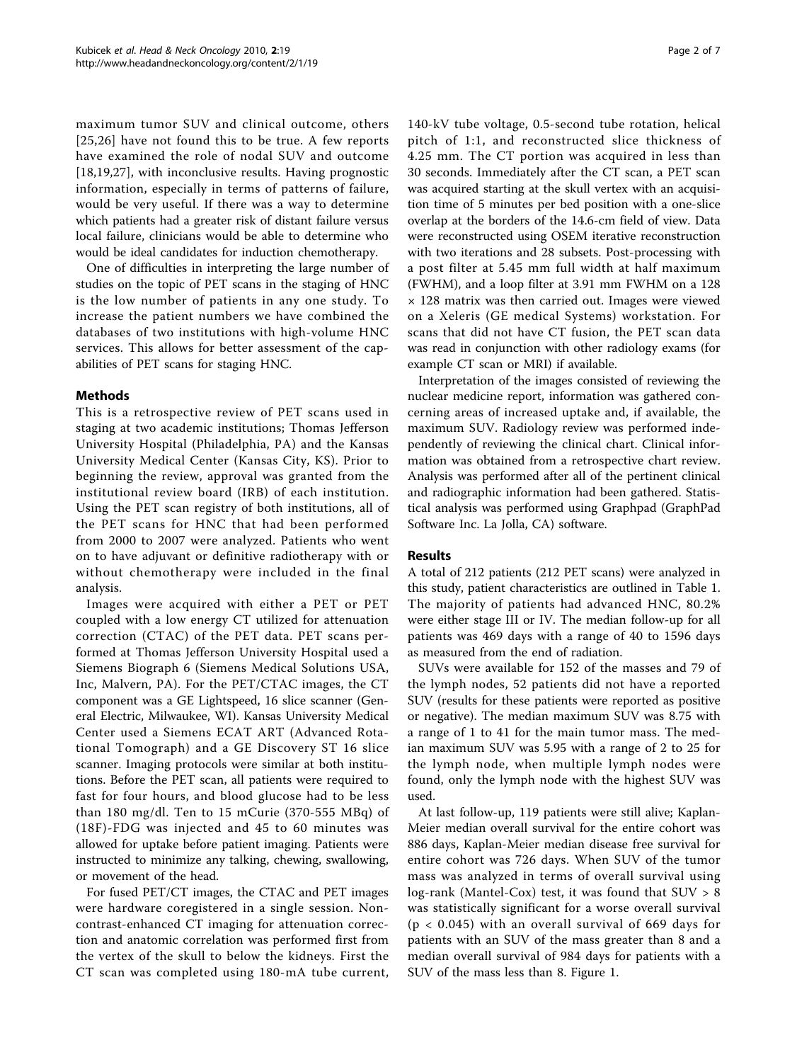maximum tumor SUV and clinical outcome, others [25,26] have not found this to be true. A few reports have examined the role of nodal SUV and outcome [18,19,27], with inconclusive results. Having prognostic information, especially in terms of patterns of failure, would be very useful. If there was a way to determine which patients had a greater risk of distant failure versus local failure, clinicians would be able to determine who would be ideal candidates for induction chemotherapy.

One of difficulties in interpreting the large number of studies on the topic of PET scans in the staging of HNC is the low number of patients in any one study. To increase the patient numbers we have combined the databases of two institutions with high-volume HNC services. This allows for better assessment of the capabilities of PET scans for staging HNC.

## Methods

This is a retrospective review of PET scans used in staging at two academic institutions; Thomas Jefferson University Hospital (Philadelphia, PA) and the Kansas University Medical Center (Kansas City, KS). Prior to beginning the review, approval was granted from the institutional review board (IRB) of each institution. Using the PET scan registry of both institutions, all of the PET scans for HNC that had been performed from 2000 to 2007 were analyzed. Patients who went on to have adjuvant or definitive radiotherapy with or without chemotherapy were included in the final analysis.

Images were acquired with either a PET or PET coupled with a low energy CT utilized for attenuation correction (CTAC) of the PET data. PET scans performed at Thomas Jefferson University Hospital used a Siemens Biograph 6 (Siemens Medical Solutions USA, Inc, Malvern, PA). For the PET/CTAC images, the CT component was a GE Lightspeed, 16 slice scanner (General Electric, Milwaukee, WI). Kansas University Medical Center used a Siemens ECAT ART (Advanced Rotational Tomograph) and a GE Discovery ST 16 slice scanner. Imaging protocols were similar at both institutions. Before the PET scan, all patients were required to fast for four hours, and blood glucose had to be less than 180 mg/dl. Ten to 15 mCurie (370-555 MBq) of (18F)-FDG was injected and 45 to 60 minutes was allowed for uptake before patient imaging. Patients were instructed to minimize any talking, chewing, swallowing, or movement of the head.

For fused PET/CT images, the CTAC and PET images were hardware coregistered in a single session. Non-contrast-enhanced CT imaging for attenuation correction and anatomic correlation was performed first from the vertex of the skull to below the kidneys. First the CT scan was completed using 180-mA tube current, 140-kV tube voltage, 0.5-second tube rotation, helical pitch of 1:1, and reconstructed slice thickness of 4.25 mm. The CT portion was acquired in less than 30 seconds. Immediately after the CT scan, a PET scan was acquired starting at the skull vertex with an acquisition time of 5 minutes per bed position with a one-slice overlap at the borders of the 14.6-cm field of view. Data were reconstructed using OSEM iterative reconstruction with two iterations and 28 subsets. Post-processing with a post filter at 5.45 mm full width at half maximum (FWHM), and a loop filter at 3.91 mm FWHM on a 128 × 128 matrix was then carried out. Images were viewed on a Xeleris (GE medical Systems) workstation. For scans that did not have CT fusion, the PET scan data was read in conjunction with other radiology exams (for example CT scan or MRI) if available.

Interpretation of the images consisted of reviewing the nuclear medicine report, information was gathered concerning areas of increased uptake and, if available, the maximum SUV. Radiology review was performed independently of reviewing the clinical chart. Clinical information was obtained from a retrospective chart review. Analysis was performed after all of the pertinent clinical and radiographic information had been gathered. Statistical analysis was performed using Graphpad (GraphPad Software Inc. La Jolla, CA) software.

## Results

A total of 212 patients (212 PET scans) were analyzed in this study, patient characteristics are outlined in Table 1. The majority of patients had advanced HNC, 80.2% were either stage III or IV. The median follow-up for all patients was 469 days with a range of 40 to 1596 days as measured from the end of radiation.

SUVs were available for 152 of the masses and 79 of the lymph nodes, 52 patients did not have a reported SUV (results for these patients were reported as positive or negative). The median maximum SUV was 8.75 with a range of 1 to 41 for the main tumor mass. The median maximum SUV was 5.95 with a range of 2 to 25 for the lymph node, when multiple lymph nodes were found, only the lymph node with the highest SUV was used.

At last follow-up, 119 patients were still alive; Kaplan-Meier median overall survival for the entire cohort was 886 days, Kaplan-Meier median disease free survival for entire cohort was 726 days. When SUV of the tumor mass was analyzed in terms of overall survival using log-rank (Mantel-Cox) test, it was found that SUV > 8 was statistically significant for a worse overall survival ($p < 0.045$) with an overall survival of 669 days for patients with an SUV of the mass greater than 8 and a median overall survival of 984 days for patients with a SUV of the mass less than 8. Figure 1.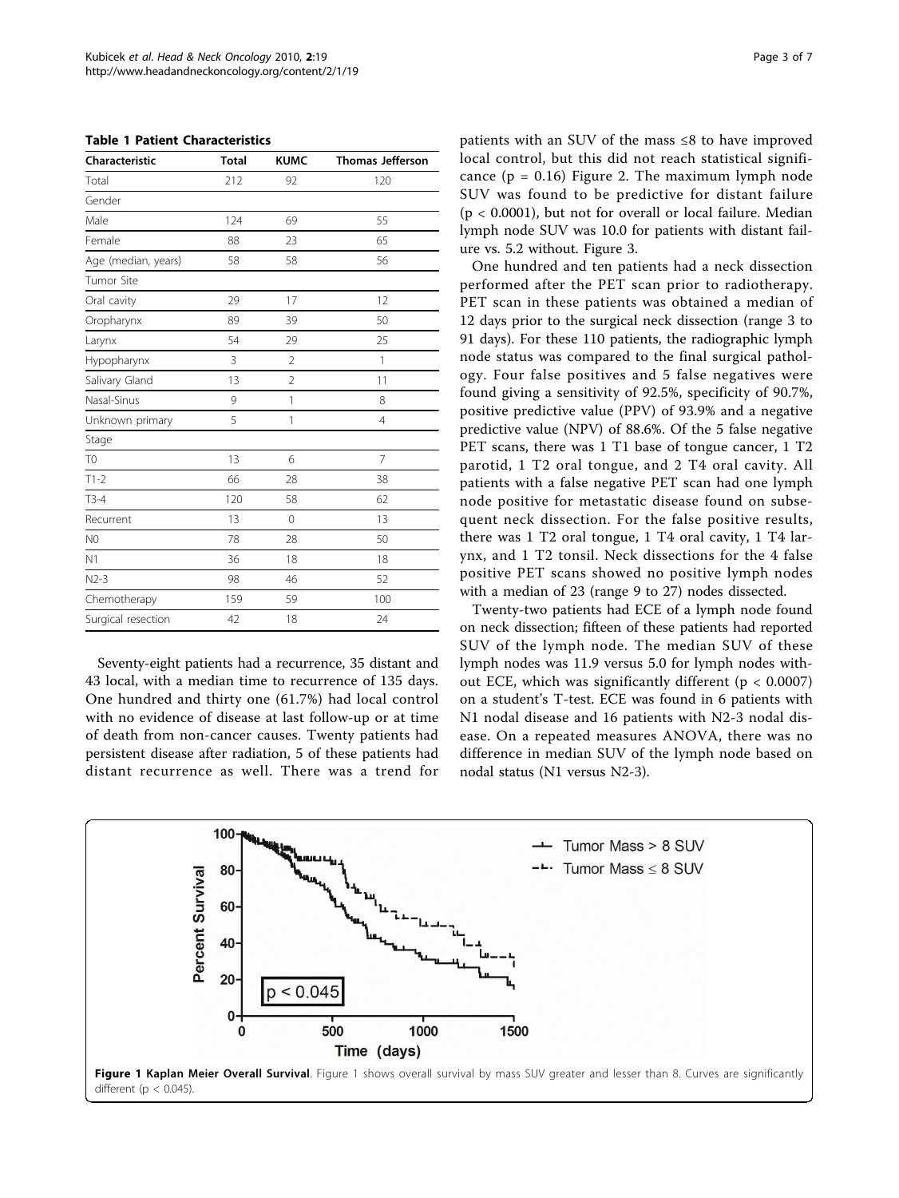**Table 1 Patient Characteristics**

| Characteristic | Total | KUMC | Thomas Jefferson |
|---|---|---|---|
| Total | 212 | 92 | 120 |
| Gender | | | |
| Male | 124 | 69 | 55 |
| Female | 88 | 23 | 65 |
| Age (median, years) | 58 | 58 | 56 |
| Tumor Site | | | |
| Oral cavity | 29 | 17 | 12 |
| Oropharynx | 89 | 39 | 50 |
| Larynx | 54 | 29 | 25 |
| Hypopharynx | 3 | 2 | 1 |
| Salivary Gland | 13 | 2 | 11 |
| Nasal-Sinus | 9 | 1 | 8 |
| Unknown primary | 5 | 1 | 4 |
| Stage | | | |
| T0 | 13 | 6 | 7 |
| T1-2 | 66 | 28 | 38 |
| T3-4 | 120 | 58 | 62 |
| Recurrent | 13 | 0 | 13 |
| N0 | 78 | 28 | 50 |
| N1 | 36 | 18 | 18 |
| N2-3 | 98 | 46 | 52 |
| Chemotherapy | 159 | 59 | 100 |
| Surgical resection | 42 | 18 | 24 |

Seventy-eight patients had a recurrence, 35 distant and 43 local, with a median time to recurrence of 135 days. One hundred and thirty one (61.7%) had local control with no evidence of disease at last follow-up or at time of death from non-cancer causes. Twenty patients had persistent disease after radiation, 5 of these patients had distant recurrence as well. There was a trend for patients with an SUV of the mass ≤8 to have improved local control, but this did not reach statistical significance ($p = 0.16$) Figure 2. The maximum lymph node SUV was found to be predictive for distant failure ($p < 0.0001$), but not for overall or local failure. Median lymph node SUV was 10.0 for patients with distant failure vs. 5.2 without. Figure 3.

One hundred and ten patients had a neck dissection performed after the PET scan prior to radiotherapy. PET scan in these patients was obtained a median of 12 days prior to the surgical neck dissection (range 3 to 91 days). For these 110 patients, the radiographic lymph node status was compared to the final surgical pathology. Four false positives and 5 false negatives were found giving a sensitivity of 92.5%, specificity of 90.7%, positive predictive value (PPV) of 93.9% and a negative predictive value (NPV) of 88.6%. Of the 5 false negative PET scans, there was 1 T1 base of tongue cancer, 1 T2 parotid, 1 T2 oral tongue, and 2 T4 oral cavity. All patients with a false negative PET scan had one lymph node positive for metastatic disease found on subsequent neck dissection. For the false positive results, there was 1 T2 oral tongue, 1 T4 oral cavity, 1 T4 larynx, and 1 T2 tonsil. Neck dissections for the 4 false positive PET scans showed no positive lymph nodes with a median of 23 (range 9 to 27) nodes dissected.

Twenty-two patients had ECE of a lymph node found on neck dissection; fifteen of these patients had reported SUV of the lymph node. The median SUV of these lymph nodes was 11.9 versus 5.0 for lymph nodes without ECE, which was significantly different ($p < 0.0007$) on a student's T-test. ECE was found in 6 patients with N1 nodal disease and 16 patients with N2-3 nodal disease. On a repeated measures ANOVA, there was no difference in median SUV of the lymph node based on nodal status (N1 versus N2-3).

**Figure 1 Kaplan Meier Overall Survival**. Figure 1 shows overall survival by mass SUV greater and lesser than 8. Curves are significantly different ($p < 0.045$).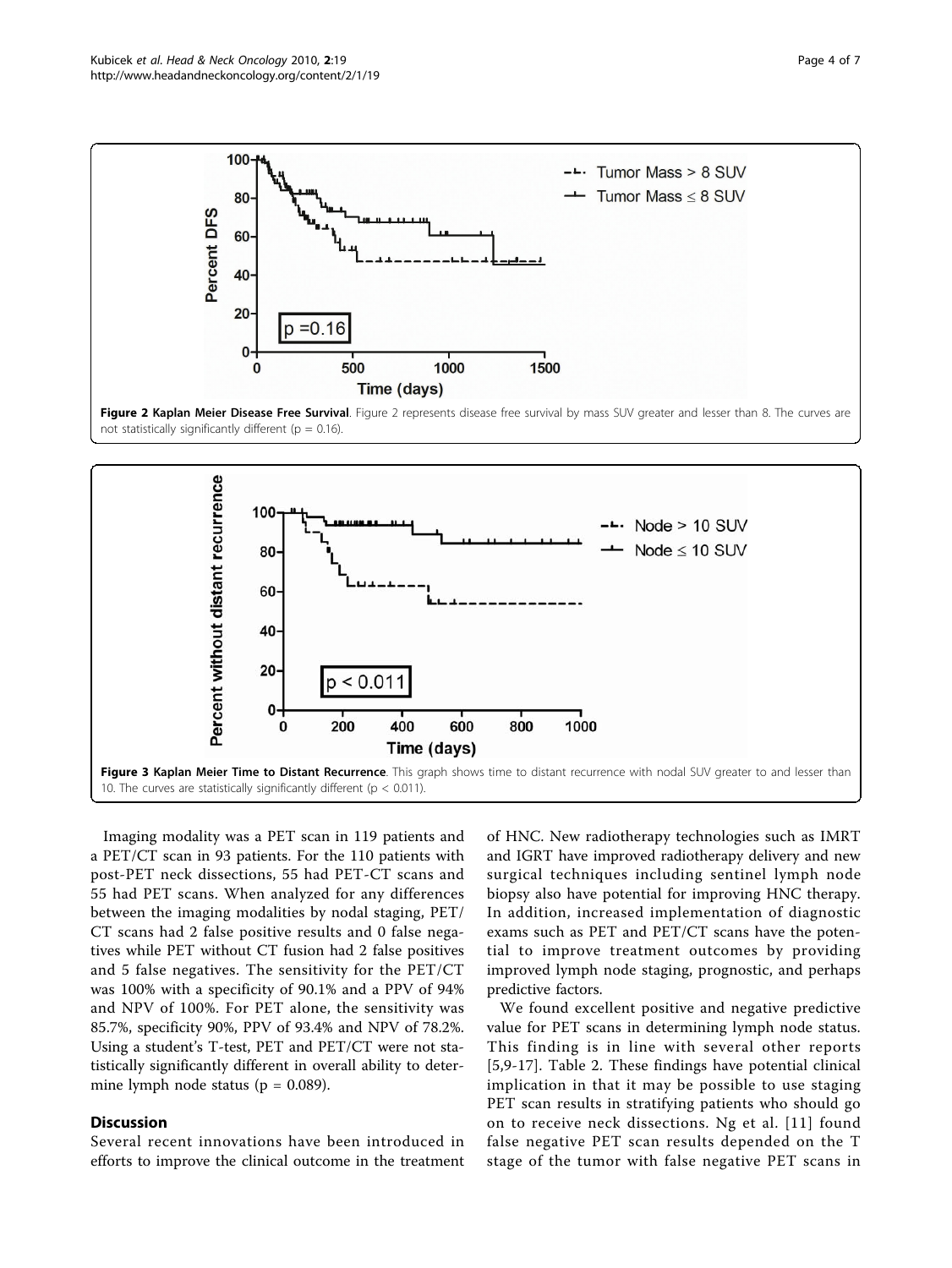**Figure 2 Kaplan Meier Disease Free Survival**. Figure 2 represents disease free survival by mass SUV greater and lesser than 8. The curves are not statistically significantly different (p = 0.16).

**Figure 3 Kaplan Meier Time to Distant Recurrence**. This graph shows time to distant recurrence with nodal SUV greater to and lesser than 10. The curves are statistically significantly different (p < 0.011).

Imaging modality was a PET scan in 119 patients and a PET/CT scan in 93 patients. For the 110 patients with post-PET neck dissections, 55 had PET-CT scans and 55 had PET scans. When analyzed for any differences between the imaging modalities by nodal staging, PET/CT scans had 2 false positive results and 0 false negatives while PET without CT fusion had 2 false positives and 5 false negatives. The sensitivity for the PET/CT was 100% with a specificity of 90.1% and a PPV of 94% and NPV of 100%. For PET alone, the sensitivity was 85.7%, specificity 90%, PPV of 93.4% and NPV of 78.2%. Using a student's T-test, PET and PET/CT were not statistically significantly different in overall ability to determine lymph node status (p = 0.089).

## Discussion

Several recent innovations have been introduced in efforts to improve the clinical outcome in the treatment of HNC. New radiotherapy technologies such as IMRT and IGRT have improved radiotherapy delivery and new surgical techniques including sentinel lymph node biopsy also have potential for improving HNC therapy. In addition, increased implementation of diagnostic exams such as PET and PET/CT scans have the potential to improve treatment outcomes by providing improved lymph node staging, prognostic, and perhaps predictive factors.

We found excellent positive and negative predictive value for PET scans in determining lymph node status. This finding is in line with several other reports [5,9-17]. Table 2. These findings have potential clinical implication in that it may be possible to use staging PET scan results in stratifying patients who should go on to receive neck dissections. Ng et al. [11] found false negative PET scan results depended on the T stage of the tumor with false negative PET scans in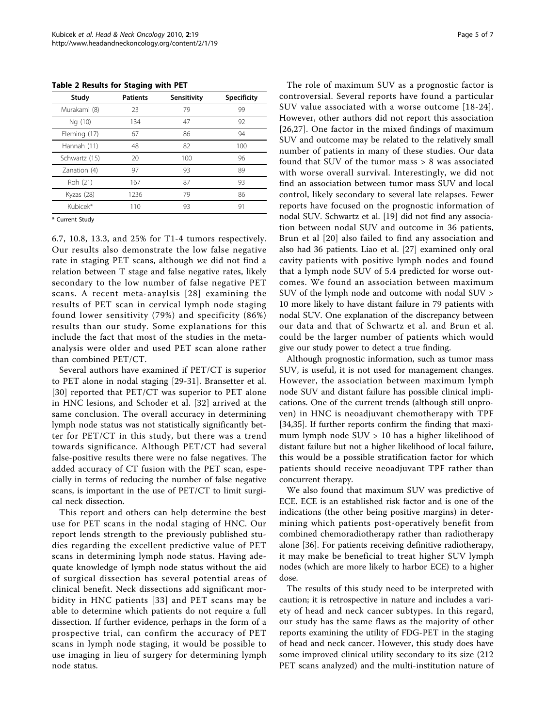**Table 2 Results for Staging with PET**

| Study | Patients | Sensitivity | Specificity |
| --- | --- | --- | --- |
| Murakami (8) | 23 | 79 | 99 |
| Ng (10) | 134 | 47 | 92 |
| Fleming (17) | 67 | 86 | 94 |
| Hannah (11) | 48 | 82 | 100 |
| Schwartz (15) | 20 | 100 | 96 |
| Zanation (4) | 97 | 93 | 89 |
| Roh (21) | 167 | 87 | 93 |
| Kyzas (28) | 1236 | 79 | 86 |
| Kubicek* | 110 | 93 | 91 |

\* Current Study

6.7, 10.8, 13.3, and 25% for T1-4 tumors respectively. Our results also demonstrate the low false negative rate in staging PET scans, although we did not find a relation between T stage and false negative rates, likely secondary to the low number of false negative PET scans. A recent meta-anaylsis [28] examining the results of PET scan in cervical lymph node staging found lower sensitivity (79%) and specificity (86%) results than our study. Some explanations for this include the fact that most of the studies in the meta-analysis were older and used PET scan alone rather than combined PET/CT.

Several authors have examined if PET/CT is superior to PET alone in nodal staging [29-31]. Bransetter et al. [30] reported that PET/CT was superior to PET alone in HNC lesions, and Schoder et al. [32] arrived at the same conclusion. The overall accuracy in determining lymph node status was not statistically significantly better for PET/CT in this study, but there was a trend towards significance. Although PET/CT had several false-positive results there were no false negatives. The added accuracy of CT fusion with the PET scan, especially in terms of reducing the number of false negative scans, is important in the use of PET/CT to limit surgical neck dissection.

This report and others can help determine the best use for PET scans in the nodal staging of HNC. Our report lends strength to the previously published studies regarding the excellent predictive value of PET scans in determining lymph node status. Having adequate knowledge of lymph node status without the aid of surgical dissection has several potential areas of clinical benefit. Neck dissections add significant morbidity in HNC patients [33] and PET scans may be able to determine which patients do not require a full dissection. If further evidence, perhaps in the form of a prospective trial, can confirm the accuracy of PET scans in lymph node staging, it would be possible to use imaging in lieu of surgery for determining lymph node status.

The role of maximum SUV as a prognostic factor is controversial. Several reports have found a particular SUV value associated with a worse outcome [18-24]. However, other authors did not report this association [26,27]. One factor in the mixed findings of maximum SUV and outcome may be related to the relatively small number of patients in many of these studies. Our data found that SUV of the tumor mass > 8 was associated with worse overall survival. Interestingly, we did not find an association between tumor mass SUV and local control, likely secondary to several late relapses. Fewer reports have focused on the prognostic information of nodal SUV. Schwartz et al. [19] did not find any association between nodal SUV and outcome in 36 patients, Brun et al [20] also failed to find any association and also had 36 patients. Liao et al. [27] examined only oral cavity patients with positive lymph nodes and found that a lymph node SUV of 5.4 predicted for worse outcomes. We found an association between maximum SUV of the lymph node and outcome with nodal SUV > 10 more likely to have distant failure in 79 patients with nodal SUV. One explanation of the discrepancy between our data and that of Schwartz et al. and Brun et al. could be the larger number of patients which would give our study power to detect a true finding.

Although prognostic information, such as tumor mass SUV, is useful, it is not used for management changes. However, the association between maximum lymph node SUV and distant failure has possible clinical implications. One of the current trends (although still unproven) in HNC is neoadjuvant chemotherapy with TPF [34,35]. If further reports confirm the finding that maximum lymph node SUV > 10 has a higher likelihood of distant failure but not a higher likelihood of local failure, this would be a possible stratification factor for which patients should receive neoadjuvant TPF rather than concurrent therapy.

We also found that maximum SUV was predictive of ECE. ECE is an established risk factor and is one of the indications (the other being positive margins) in determining which patients post-operatively benefit from combined chemoradiotherapy rather than radiotherapy alone [36]. For patients receiving definitive radiotherapy, it may make be beneficial to treat higher SUV lymph nodes (which are more likely to harbor ECE) to a higher dose.

The results of this study need to be interpreted with caution; it is retrospective in nature and includes a variety of head and neck cancer subtypes. In this regard, our study has the same flaws as the majority of other reports examining the utility of FDG-PET in the staging of head and neck cancer. However, this study does have some improved clinical utility secondary to its size (212 PET scans analyzed) and the multi-institution nature of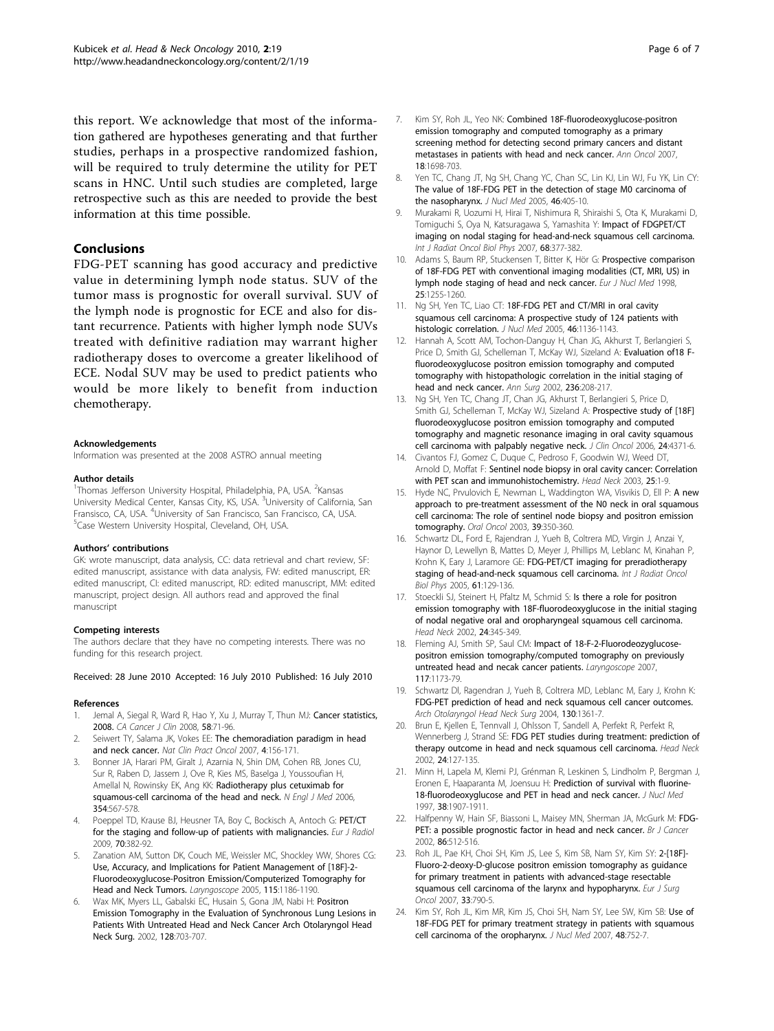this report. We acknowledge that most of the information gathered are hypotheses generating and that further studies, perhaps in a prospective randomized fashion, will be required to truly determine the utility for PET scans in HNC. Until such studies are completed, large retrospective such as this are needed to provide the best information at this time possible.

## Conclusions

FDG-PET scanning has good accuracy and predictive value in determining lymph node status. SUV of the tumor mass is prognostic for overall survival. SUV of the lymph node is prognostic for ECE and also for distant recurrence. Patients with higher lymph node SUVs treated with definitive radiation may warrant higher radiotherapy doses to overcome a greater likelihood of ECE. Nodal SUV may be used to predict patients who would be more likely to benefit from induction chemotherapy.

#### Acknowledgements

Information was presented at the 2008 ASTRO annual meeting

#### Author details

[1]Thomas Jefferson University Hospital, Philadelphia, PA, USA. [2]Kansas University Medical Center, Kansas City, KS, USA. [3]University of California, San Fransisco, CA, USA. [4]University of San Francisco, San Francisco, CA, USA. [5]Case Western University Hospital, Cleveland, OH, USA.

#### Authors' contributions

GK: wrote manuscript, data analysis, CC: data retrieval and chart review, SF: edited manuscript, assistance with data analysis, FW: edited manuscript, ER: edited manuscript, CI: edited manuscript, RD: edited manuscript, MM: edited manuscript, project design. All authors read and approved the final manuscript

#### Competing interests

The authors declare that they have no competing interests. There was no funding for this research project.

Received: 28 June 2010 Accepted: 16 July 2010 Published: 16 July 2010

#### References

1. Jemal A, Siegal R, Ward R, Hao Y, Xu J, Murray T, Thun MJ: **Cancer statistics, 2008.** *CA Cancer J Clin* 2008, **58**:71-96.
2. Seiwert TY, Salama JK, Vokes EE: **The chemoradiation paradigm in head and neck cancer.** *Nat Clin Pract Oncol* 2007, **4**:156-171.
3. Bonner JA, Harari PM, Giralt J, Azarnia N, Shin DM, Cohen RB, Jones CU, Sur R, Raben D, Jassem J, Ove R, Kies MS, Baselga J, Youssoufian H, Amellal N, Rowinsky EK, Ang KK: **Radiotherapy plus cetuximab for squamous-cell carcinoma of the head and neck.** *N Engl J Med* 2006, **354**:567-578.
4. Poeppel TD, Krause BJ, Heusner TA, Boy C, Bockisch A, Antoch G: **PET/CT for the staging and follow-up of patients with malignancies.** *Eur J Radiol* 2009, **70**:382-92.
5. Zanation AM, Sutton DK, Couch ME, Weissler MC, Shockley WW, Shores CG: **Use, Accuracy, and Implications for Patient Management of [18F]-2-Fluorodeoxyglucose-Positron Emission/Computerized Tomography for Head and Neck Tumors.** *Laryngoscope* 2005, **115**:1186-1190.
6. Wax MK, Myers LL, Gabalski EC, Husain S, Gona JM, Nabi H: **Positron Emission Tomography in the Evaluation of Synchronous Lung Lesions in Patients With Untreated Head and Neck Cancer** *Arch Otolaryngol Head Neck Surg.* 2002, **128**:703-707.
7. Kim SY, Roh JL, Yeo NK: **Combined 18F-fluorodeoxyglucose-positron emission tomography and computed tomography as a primary screening method for detecting second primary cancers and distant metastases in patients with head and neck cancer.** *Ann Oncol* 2007, **18**:1698-703.
8. Yen TC, Chang JT, Ng SH, Chang YC, Chan SC, Lin KJ, Lin WJ, Fu YK, Lin CY: **The value of 18F-FDG PET in the detection of stage M0 carcinoma of the nasopharynx.** *J Nucl Med* 2005, **46**:405-10.
9. Murakami R, Uozumi H, Hirai T, Nishimura R, Shiraishi S, Ota K, Murakami D, Tomiguchi S, Oya N, Katsuragawa S, Yamashita Y: **Impact of FDGPET/CT imaging on nodal staging for head-and-neck squamous cell carcinoma.** *Int J Radiat Oncol Biol Phys* 2007, **68**:377-382.
10. Adams S, Baum RP, Stuckensen T, Bitter K, Hör G: **Prospective comparison of 18F-FDG PET with conventional imaging modalities (CT, MRI, US) in lymph node staging of head and neck cancer.** *Eur J Nucl Med* 1998, **25**:1255-1260.
11. Ng SH, Yen TC, Liao CT: **18F-FDG PET and CT/MRI in oral cavity squamous cell carcinoma: A prospective study of 124 patients with histologic correlation.** *J Nucl Med* 2005, **46**:1136-1143.
12. Hannah A, Scott AM, Tochon-Danguy H, Chan JG, Akhurst T, Berlangieri S, Price D, Smith GJ, Schelleman T, McKay WJ, Sizeland A: **Evaluation of18 F-fluorodeoxyglucose positron emission tomography and computed tomography with histopathologic correlation in the initial staging of head and neck cancer.** *Ann Surg* 2002, **236**:208-217.
13. Ng SH, Yen TC, Chang JT, Chan JG, Akhurst T, Berlangieri S, Price D, Smith GJ, Schelleman T, McKay WJ, Sizeland A: **Prospective study of [18F] fluorodeoxyglucose positron emission tomography and computed tomography and magnetic resonance imaging in oral cavity squamous cell carcinoma with palpably negative neck.** *J Clin Oncol* 2006, **24**:4371-6.
14. Civantos FJ, Gomez C, Duque C, Pedroso F, Goodwin WJ, Weed DT, Arnold D, Moffat F: **Sentinel node biopsy in oral cavity cancer: Correlation with PET scan and immunohistochemistry.** *Head Neck* 2003, **25**:1-9.
15. Hyde NC, Prvulovich E, Newman L, Waddington WA, Visvikis D, Ell P: **A new approach to pre-treatment assessment of the N0 neck in oral squamous cell carcinoma: The role of sentinel node biopsy and positron emission tomography.** *Oral Oncol* 2003, **39**:350-360.
16. Schwartz DL, Ford E, Rajendran J, Yueh B, Coltrera MD, Virgin J, Anzai Y, Haynor D, Lewellyn B, Mattes D, Meyer J, Phillips M, Leblanc M, Kinahan P, Krohn K, Eary J, Laramore GE: **FDG-PET/CT imaging for preradiotherapy staging of head-and-neck squamous cell carcinoma.** *Int J Radiat Oncol Biol Phys* 2005, **61**:129-136.
17. Stoeckli SJ, Steinert H, Pfaltz M, Schmid S: **Is there a role for positron emission tomography with 18F-fluorodeoxyglucose in the initial staging of nodal negative oral and oropharyngeal squamous cell carcinoma.** *Head Neck* 2002, **24**:345-349.
18. Fleming AJ, Smith SP, Saul CM: **Impact of 18-F-2-Fluorodeozyglucose-positron emission tomography/computed tomography on previously untreated head and necak cancer patients.** *Laryngoscope* 2007, **117**:1173-79.
19. Schwartz Dl, Ragendran J, Yueh B, Coltrera MD, Leblanc M, Eary J, Krohn K: **FDG-PET prediction of head and neck squamous cell cancer outcomes.** *Arch Otolaryngol Head Neck Surg* 2004, **130**:1361-7.
20. Brun E, Kjellen E, Tennvall J, Ohlsson T, Sandell A, Perfekt R, Perfekt R, Wennerberg J, Strand SE: **FDG PET studies during treatment: prediction of therapy outcome in head and neck squamous cell carcinoma.** *Head Neck* 2002, **24**:127-135.
21. Minn H, Lapela M, Klemi PJ, Grénman R, Leskinen S, Lindholm P, Bergman J, Eronen E, Haaparanta M, Joensuu H: **Prediction of survival with fluorine-18-fluorodeoxyglucose and PET in head and neck cancer.** *J Nucl Med* 1997, **38**:1907-1911.
22. Halfpenny W, Hain SF, Biassoni L, Maisey MN, Sherman JA, McGurk M: **FDG-PET: a possible prognostic factor in head and neck cancer.** *Br J Cancer* 2002, **86**:512-516.
23. Roh JL, Pae KH, Choi SH, Kim JS, Lee S, Kim SB, Nam SY, Kim SY: **2-[18F]-Fluoro-2-deoxy-D-glucose positron emission tomography as guidance for primary treatment in patients with advanced-stage resectable squamous cell carcinoma of the larynx and hypopharynx.** *Eur J Surg Oncol* 2007, **33**:790-5.
24. Kim SY, Roh JL, Kim MR, Kim JS, Choi SH, Nam SY, Lee SW, Kim SB: **Use of 18F-FDG PET for primary treatment strategy in patients with squamous cell carcinoma of the oropharynx.** *J Nucl Med* 2007, **48**:752-7.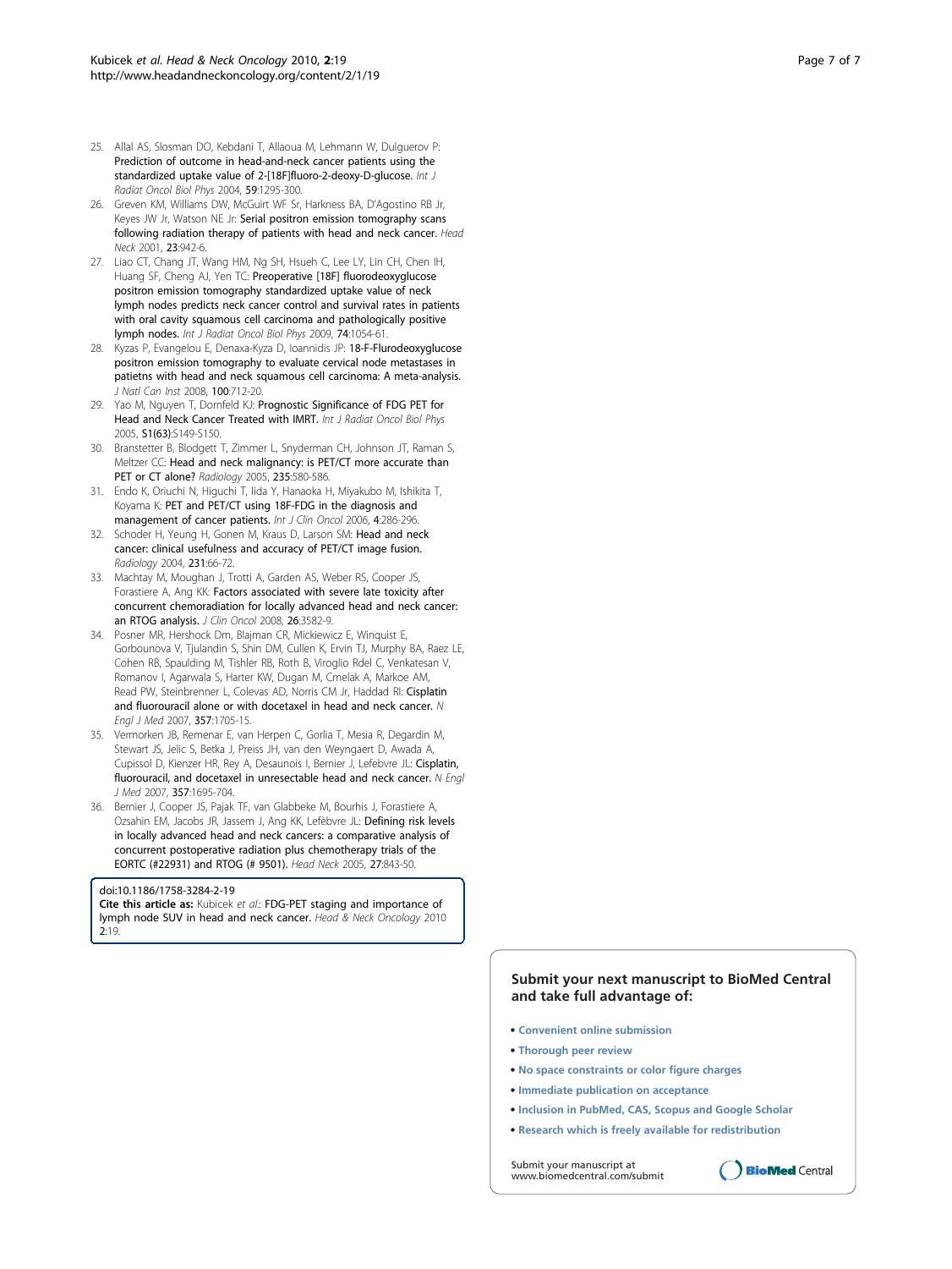25. Allal AS, Slosman DO, Kebdani T, Allaoua M, Lehmann W, Dulguerov P: Prediction of outcome in head-and-neck cancer patients using the standardized uptake value of 2-[18F]fluoro-2-deoxy-D-glucose. *Int J Radiat Oncol Biol Phys* 2004, **59**:1295-300.
26. Greven KM, Williams DW, McGuirt WF Sr, Harkness BA, D'Agostino RB Jr, Keyes JW Jr, Watson NE Jr: Serial positron emission tomography scans following radiation therapy of patients with head and neck cancer. *Head Neck* 2001, **23**:942-6.
27. Liao CT, Chang JT, Wang HM, Ng SH, Hsueh C, Lee LY, Lin CH, Chen IH, Huang SF, Cheng AJ, Yen TC: Preoperative [18F] fluorodeoxyglucose positron emission tomography standardized uptake value of neck lymph nodes predicts neck cancer control and survival rates in patients with oral cavity squamous cell carcinoma and pathologically positive lymph nodes. *Int J Radiat Oncol Biol Phys* 2009, **74**:1054-61.
28. Kyzas P, Evangelou E, Denaxa-Kyza D, Ioannidis JP: 18-F-Flurodeoxyglucose positron emission tomography to evaluate cervical node metastases in patietns with head and neck squamous cell carcinoma: A meta-analysis. *J Natl Can Inst* 2008, **100**:712-20.
29. Yao M, Nguyen T, Dornfeld KJ: Prognostic Significance of FDG PET for Head and Neck Cancer Treated with IMRT. *Int J Radiat Oncol Biol Phys* 2005, **S1(63)**:S149-S150.
30. Branstetter B, Blodgett T, Zimmer L, Snyderman CH, Johnson JT, Raman S, Meltzer CC: Head and neck malignancy: is PET/CT more accurate than PET or CT alone? *Radiology* 2005, **235**:580-586.
31. Endo K, Oriuchi N, Higuchi T, Iida Y, Hanaoka H, Miyakubo M, Ishikita T, Koyama K: PET and PET/CT using 18F-FDG in the diagnosis and management of cancer patients. *Int J Clin Oncol* 2006, **4**:286-296.
32. Schoder H, Yeung H, Gonen M, Kraus D, Larson SM: Head and neck cancer: clinical usefulness and accuracy of PET/CT image fusion. *Radiology* 2004, **231**:66-72.
33. Machtay M, Moughan J, Trotti A, Garden AS, Weber RS, Cooper JS, Forastiere A, Ang KK: Factors associated with severe late toxicity after concurrent chemoradiation for locally advanced head and neck cancer: an RTOG analysis. *J Clin Oncol* 2008, **26**:3582-9.
34. Posner MR, Hershock Dm, Blajman CR, Mickiewicz E, Winquist E, Gorbounova V, Tjulandin S, Shin DM, Cullen K, Ervin TJ, Murphy BA, Raez LE, Cohen RB, Spaulding M, Tishler RB, Roth B, Viroglio Rdel C, Venkatesan V, Romanov I, Agarwala S, Harter KW, Dugan M, Cmelak A, Markoe AM, Read PW, Steinbrenner L, Colevas AD, Norris CM Jr, Haddad RI: Cisplatin and fluorouracil alone or with docetaxel in head and neck cancer. *N Engl J Med* 2007, **357**:1705-15.
35. Vermorken JB, Remenar E, van Herpen C, Gorlia T, Mesia R, Degardin M, Stewart JS, Jelic S, Betka J, Preiss JH, van den Weyngaert D, Awada A, Cupissol D, Kienzer HR, Rey A, Desaunois I, Bernier J, Lefebvre JL: Cisplatin, fluorouracil, and docetaxel in unresectable head and neck cancer. *N Engl J Med* 2007, **357**:1695-704.
36. Bernier J, Cooper JS, Pajak TF, van Glabbeke M, Bourhis J, Forastiere A, Ozsahin EM, Jacobs JR, Jassem J, Ang KK, Lefèbvre JL: Defining risk levels in locally advanced head and neck cancers: a comparative analysis of concurrent postoperative radiation plus chemotherapy trials of the EORTC (#22931) and RTOG (# 9501). *Head Neck* 2005, **27**:843-50.

doi:10.1186/1758-3284-2-19

**Cite this article as:** Kubicek *et al.*: FDG-PET staging and importance of lymph node SUV in head and neck cancer. *Head & Neck Oncology* 2010 **2**:19.

**Submit your next manuscript to BioMed Central and take full advantage of:**

- Convenient online submission
- Thorough peer review
- No space constraints or color figure charges
- Immediate publication on acceptance
- Inclusion in PubMed, CAS, Scopus and Google Scholar
- Research which is freely available for redistribution

Submit your manuscript at
www.biomedcentral.com/submit

BioMed Central